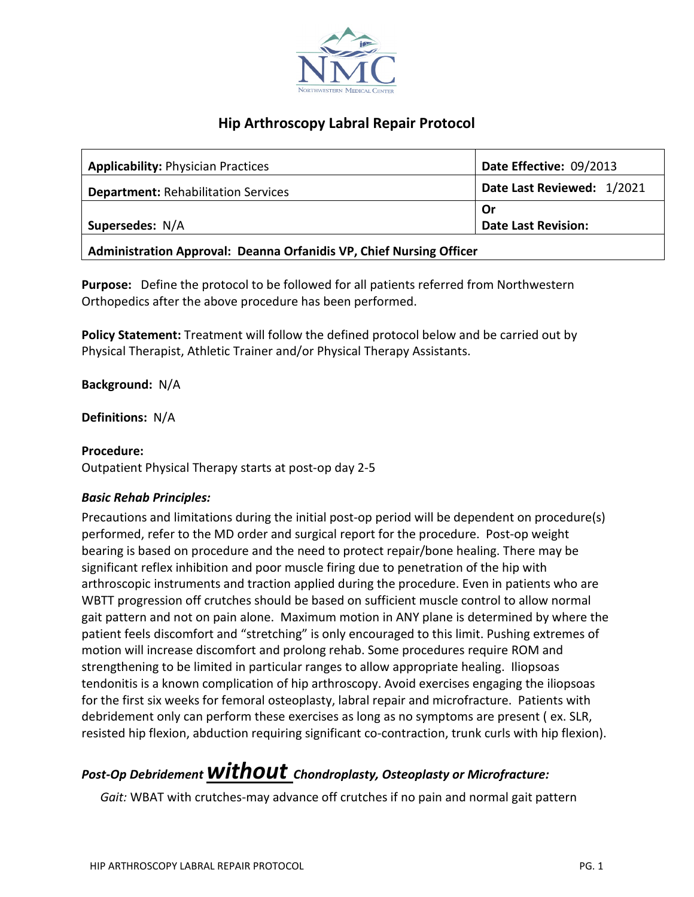# Hip Arthroscopy Labral Repair Protocol

| **Applicability:** Physician Practices | **Date Effective:** 09/2013 |
|---|---|
| **Department:** Rehabilitation Services | **Date Last Reviewed:** 1/2021 |
| **Supersedes:** N/A | **Or Date Last Revision:** |
| **Administration Approval: Deanna Orfanidis VP, Chief Nursing Officer** | |

**Purpose:** Define the protocol to be followed for all patients referred from Northwestern Orthopedics after the above procedure has been performed.

**Policy Statement:** Treatment will follow the defined protocol below and be carried out by Physical Therapist, Athletic Trainer and/or Physical Therapy Assistants.

**Background:** N/A

**Definitions:** N/A

**Procedure:**
Outpatient Physical Therapy starts at post-op day 2-5

***Basic Rehab Principles:***

Precautions and limitations during the initial post-op period will be dependent on procedure(s) performed, refer to the MD order and surgical report for the procedure. Post-op weight bearing is based on procedure and the need to protect repair/bone healing. There may be significant reflex inhibition and poor muscle firing due to penetration of the hip with arthroscopic instruments and traction applied during the procedure. Even in patients who are WBTT progression off crutches should be based on sufficient muscle control to allow normal gait pattern and not on pain alone. Maximum motion in ANY plane is determined by where the patient feels discomfort and "stretching" is only encouraged to this limit. Pushing extremes of motion will increase discomfort and prolong rehab. Some procedures require ROM and strengthening to be limited in particular ranges to allow appropriate healing. Iliopsoas tendonitis is a known complication of hip arthroscopy. Avoid exercises engaging the iliopsoas for the first six weeks for femoral osteoplasty, labral repair and microfracture. Patients with debridement only can perform these exercises as long as no symptoms are present ( ex. SLR, resisted hip flexion, abduction requiring significant co-contraction, trunk curls with hip flexion).

***Post-Op Debridement <u>without</u> Chondroplasty, Osteoplasty or Microfracture:***

*Gait:* WBAT with crutches-may advance off crutches if no pain and normal gait pattern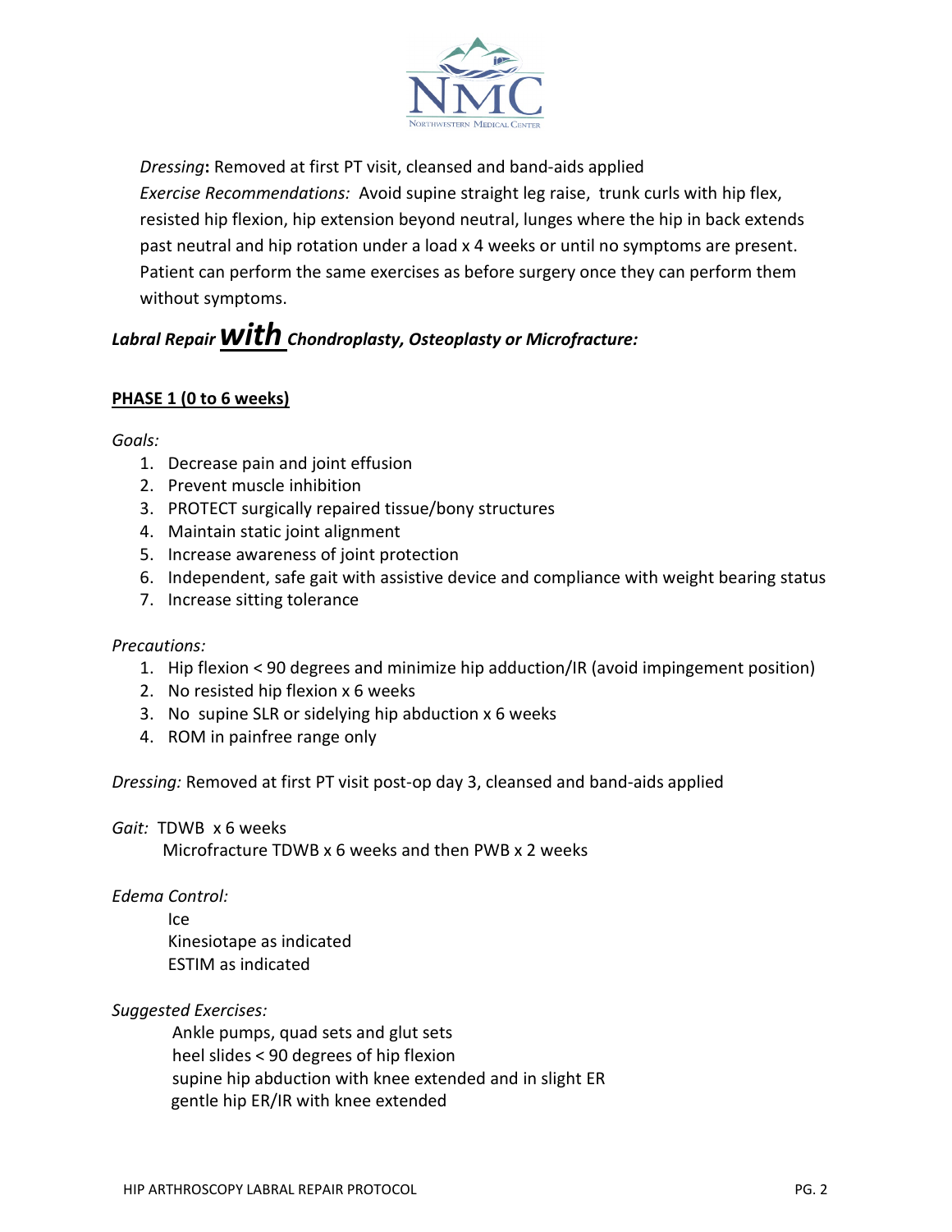*Dressing*: Removed at first PT visit, cleansed and band-aids applied

*Exercise Recommendations:* Avoid supine straight leg raise, trunk curls with hip flex, resisted hip flexion, hip extension beyond neutral, lunges where the hip in back extends past neutral and hip rotation under a load x 4 weeks or until no symptoms are present. Patient can perform the same exercises as before surgery once they can perform them without symptoms.

## *Labral Repair* ***with*** *Chondroplasty, Osteoplasty or Microfracture:*

### PHASE 1 (0 to 6 weeks)

*Goals:*

1. Decrease pain and joint effusion
2. Prevent muscle inhibition
3. PROTECT surgically repaired tissue/bony structures
4. Maintain static joint alignment
5. Increase awareness of joint protection
6. Independent, safe gait with assistive device and compliance with weight bearing status
7. Increase sitting tolerance

*Precautions:*

1. Hip flexion < 90 degrees and minimize hip adduction/IR (avoid impingement position)
2. No resisted hip flexion x 6 weeks
3. No supine SLR or sidelying hip abduction x 6 weeks
4. ROM in painfree range only

*Dressing:* Removed at first PT visit post-op day 3, cleansed and band-aids applied

*Gait:* TDWB x 6 weeks
Microfracture TDWB x 6 weeks and then PWB x 2 weeks

*Edema Control:*

Ice
Kinesiotape as indicated
ESTIM as indicated

*Suggested Exercises:*

Ankle pumps, quad sets and glut sets
heel slides < 90 degrees of hip flexion
supine hip abduction with knee extended and in slight ER
gentle hip ER/IR with knee extended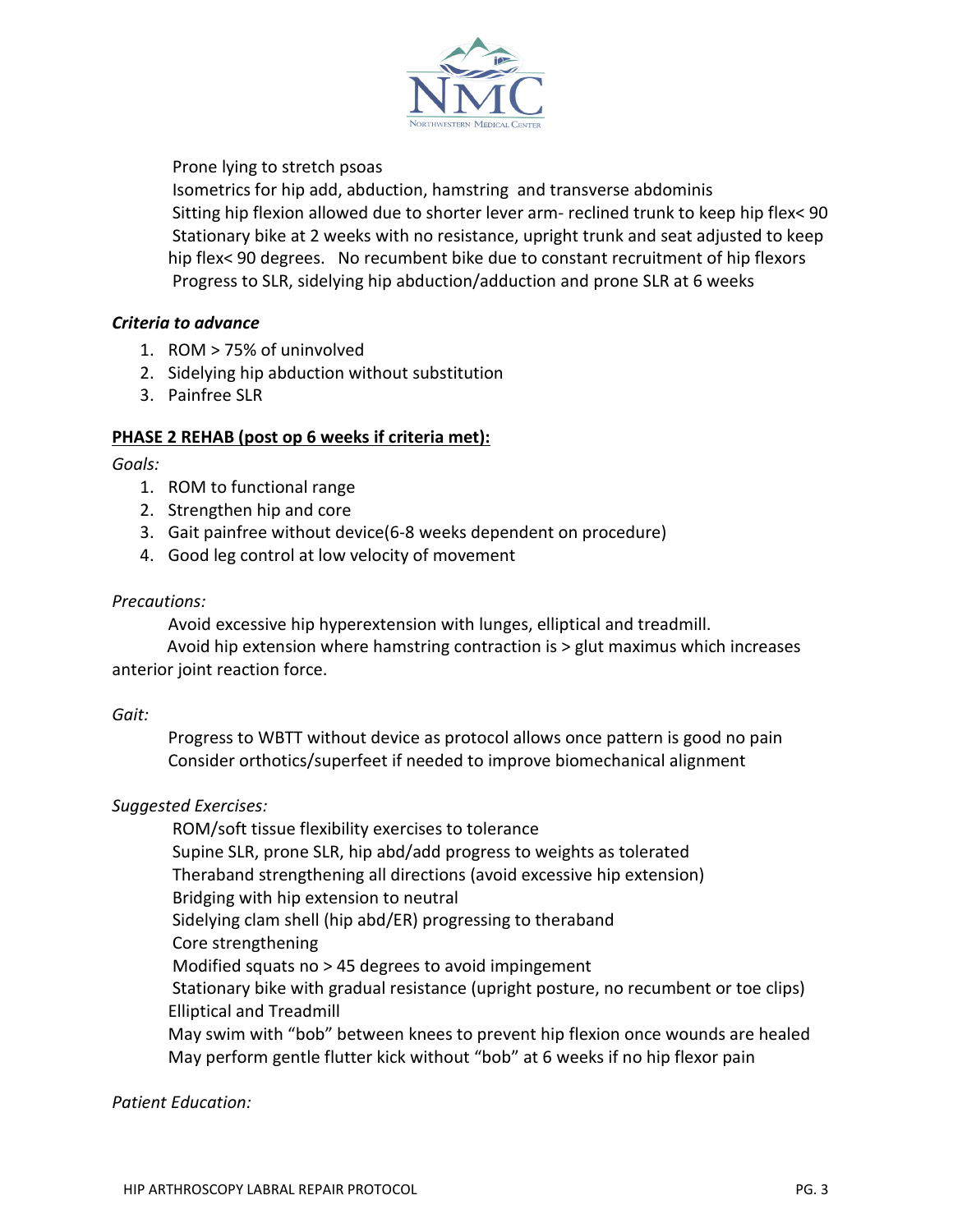Prone lying to stretch psoas
Isometrics for hip add, abduction, hamstring and transverse abdominis
Sitting hip flexion allowed due to shorter lever arm- reclined trunk to keep hip flex< 90
Stationary bike at 2 weeks with no resistance, upright trunk and seat adjusted to keep hip flex< 90 degrees. No recumbent bike due to constant recruitment of hip flexors
Progress to SLR, sidelying hip abduction/adduction and prone SLR at 6 weeks

***Criteria to advance***

1. ROM > 75% of uninvolved
2. Sidelying hip abduction without substitution
3. Painfree SLR

**<u>PHASE 2 REHAB (post op 6 weeks if criteria met):</u>**

*Goals:*

1. ROM to functional range
2. Strengthen hip and core
3. Gait painfree without device(6-8 weeks dependent on procedure)
4. Good leg control at low velocity of movement

*Precautions:*

Avoid excessive hip hyperextension with lunges, elliptical and treadmill.
Avoid hip extension where hamstring contraction is > glut maximus which increases anterior joint reaction force.

*Gait:*

Progress to WBTT without device as protocol allows once pattern is good no pain
Consider orthotics/superfeet if needed to improve biomechanical alignment

*Suggested Exercises:*

ROM/soft tissue flexibility exercises to tolerance
Supine SLR, prone SLR, hip abd/add progress to weights as tolerated
Theraband strengthening all directions (avoid excessive hip extension)
Bridging with hip extension to neutral
Sidelying clam shell (hip abd/ER) progressing to theraband
Core strengthening
Modified squats no > 45 degrees to avoid impingement
Stationary bike with gradual resistance (upright posture, no recumbent or toe clips)
Elliptical and Treadmill
May swim with "bob" between knees to prevent hip flexion once wounds are healed
May perform gentle flutter kick without "bob" at 6 weeks if no hip flexor pain

*Patient Education:*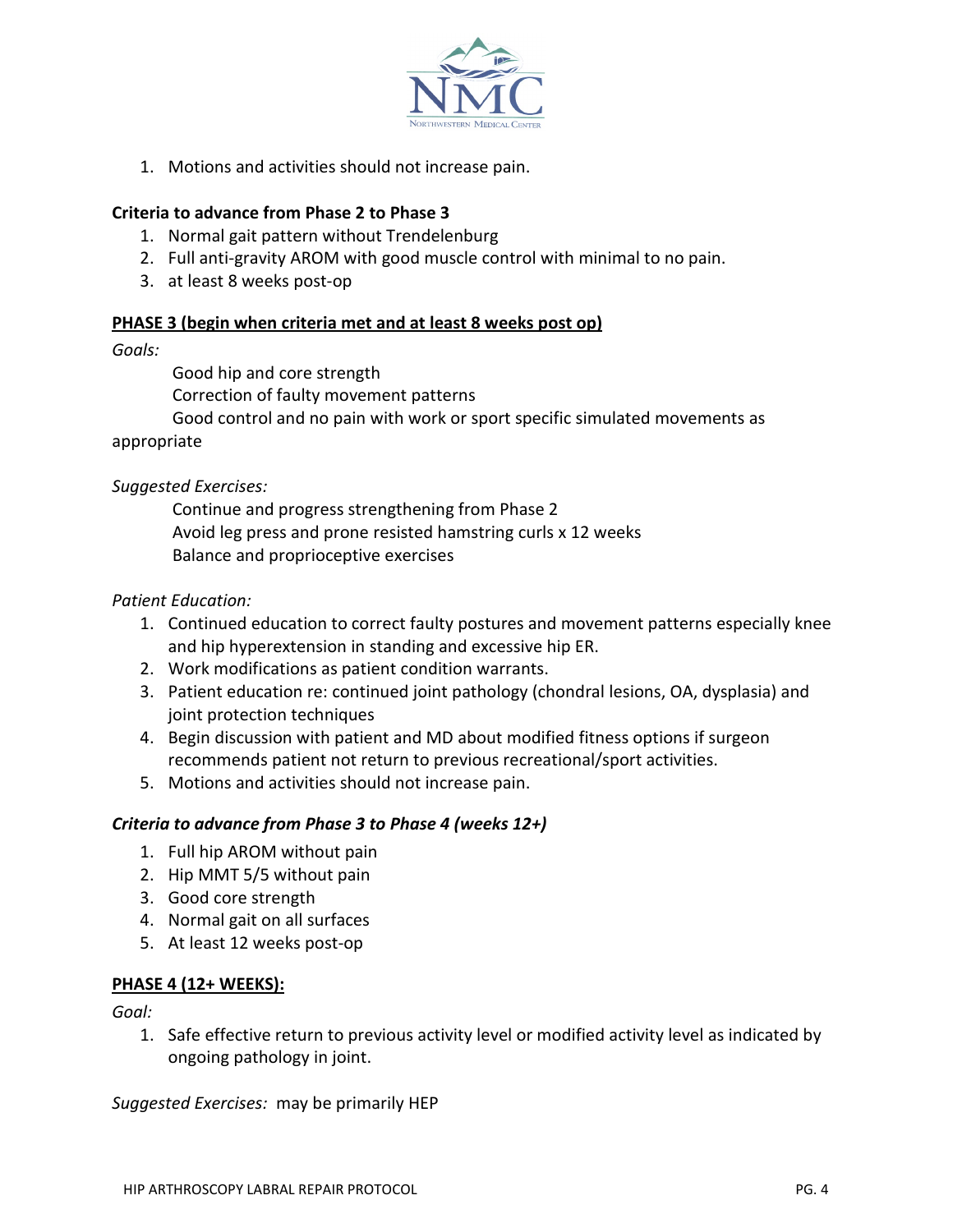1. Motions and activities should not increase pain.

**Criteria to advance from Phase 2 to Phase 3**

1. Normal gait pattern without Trendelenburg
2. Full anti-gravity AROM with good muscle control with minimal to no pain.
3. at least 8 weeks post-op

## **PHASE 3 (begin when criteria met and at least 8 weeks post op)**

*Goals:*

Good hip and core strength
Correction of faulty movement patterns
Good control and no pain with work or sport specific simulated movements as appropriate

*Suggested Exercises:*

Continue and progress strengthening from Phase 2
Avoid leg press and prone resisted hamstring curls x 12 weeks
Balance and proprioceptive exercises

*Patient Education:*

1. Continued education to correct faulty postures and movement patterns especially knee and hip hyperextension in standing and excessive hip ER.
2. Work modifications as patient condition warrants.
3. Patient education re: continued joint pathology (chondral lesions, OA, dysplasia) and joint protection techniques
4. Begin discussion with patient and MD about modified fitness options if surgeon recommends patient not return to previous recreational/sport activities.
5. Motions and activities should not increase pain.

***Criteria to advance from Phase 3 to Phase 4 (weeks 12+)***

1. Full hip AROM without pain
2. Hip MMT 5/5 without pain
3. Good core strength
4. Normal gait on all surfaces
5. At least 12 weeks post-op

## **PHASE 4 (12+ WEEKS):**

*Goal:*

1. Safe effective return to previous activity level or modified activity level as indicated by ongoing pathology in joint.

*Suggested Exercises:* may be primarily HEP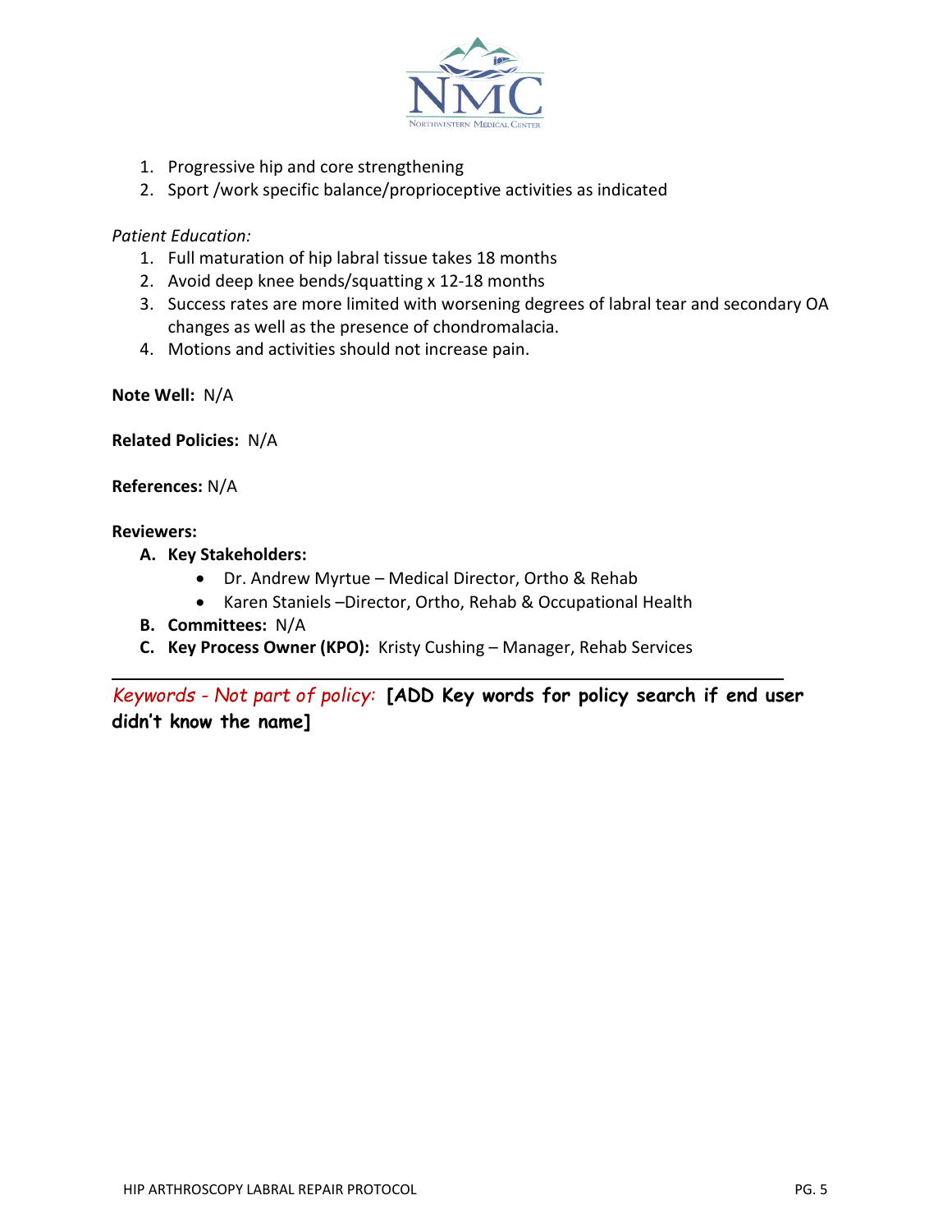1. Progressive hip and core strengthening
2. Sport /work specific balance/proprioceptive activities as indicated

*Patient Education:*

1. Full maturation of hip labral tissue takes 18 months
2. Avoid deep knee bends/squatting x 12-18 months
3. Success rates are more limited with worsening degrees of labral tear and secondary OA changes as well as the presence of chondromalacia.
4. Motions and activities should not increase pain.

**Note Well:** N/A

**Related Policies:** N/A

**References:** N/A

**Reviewers:**

A. **Key Stakeholders:**
   - Dr. Andrew Myrtue – Medical Director, Ortho & Rehab
   - Karen Staniels –Director, Ortho, Rehab & Occupational Health
B. **Committees:** N/A
C. **Key Process Owner (KPO):** Kristy Cushing – Manager, Rehab Services

---

*Keywords - Not part of policy:* **[ADD Key words for policy search if end user didn't know the name]**